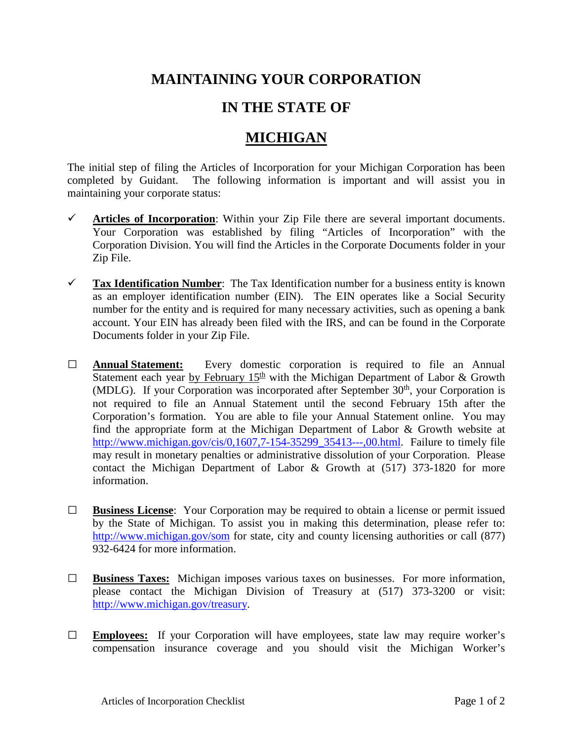# MAINTAINING YOUR CORPORATION

# IN THE STATE OF

# MICHIGAN

The initial step of filing the Articles of Incorporation for your Michigan Corporation has been completed by Guidant. The following information is important and will assist you in maintaining your corporate status:

- ✓ **Articles of Incorporation**: Within your Zip File there are several important documents. Your Corporation was established by filing "Articles of Incorporation" with the Corporation Division. You will find the Articles in the Corporate Documents folder in your Zip File.

- ✓ **Tax Identification Number**: The Tax Identification number for a business entity is known as an employer identification number (EIN). The EIN operates like a Social Security number for the entity and is required for many necessary activities, such as opening a bank account. Your EIN has already been filed with the IRS, and can be found in the Corporate Documents folder in your Zip File.

- ☐ **Annual Statement:** Every domestic corporation is required to file an Annual Statement each year by February 15th with the Michigan Department of Labor & Growth (MDLG). If your Corporation was incorporated after September 30th, your Corporation is not required to file an Annual Statement until the second February 15th after the Corporation's formation. You are able to file your Annual Statement online. You may find the appropriate form at the Michigan Department of Labor & Growth website at http://www.michigan.gov/cis/0,1607,7-154-35299_35413---,00.html. Failure to timely file may result in monetary penalties or administrative dissolution of your Corporation. Please contact the Michigan Department of Labor & Growth at (517) 373-1820 for more information.

- ☐ **Business License**: Your Corporation may be required to obtain a license or permit issued by the State of Michigan. To assist you in making this determination, please refer to: http://www.michigan.gov/som for state, city and county licensing authorities or call (877) 932-6424 for more information.

- ☐ **Business Taxes:** Michigan imposes various taxes on businesses. For more information, please contact the Michigan Division of Treasury at (517) 373-3200 or visit: http://www.michigan.gov/treasury.

- ☐ **Employees:** If your Corporation will have employees, state law may require worker's compensation insurance coverage and you should visit the Michigan Worker's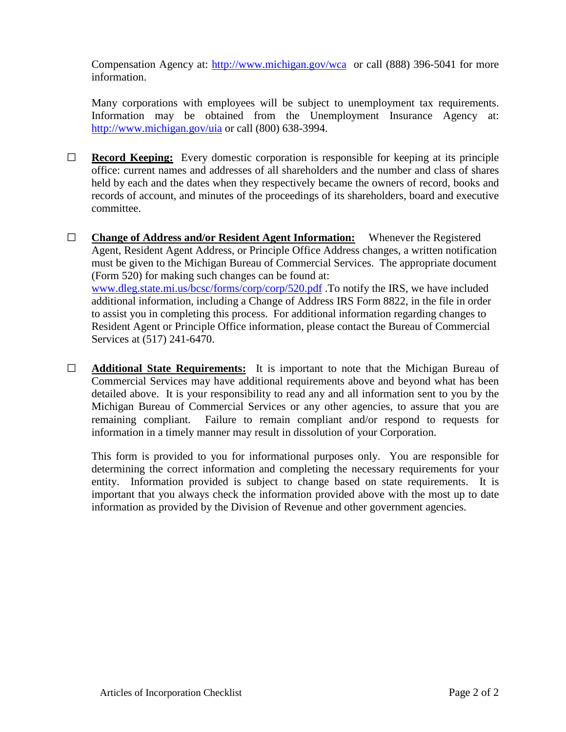Compensation Agency at: http://www.michigan.gov/wca or call (888) 396-5041 for more information.

Many corporations with employees will be subject to unemployment tax requirements. Information may be obtained from the Unemployment Insurance Agency at: http://www.michigan.gov/uia or call (800) 638-3994.

☐ **Record Keeping:** Every domestic corporation is responsible for keeping at its principle office: current names and addresses of all shareholders and the number and class of shares held by each and the dates when they respectively became the owners of record, books and records of account, and minutes of the proceedings of its shareholders, board and executive committee.

☐ **Change of Address and/or Resident Agent Information:** Whenever the Registered Agent, Resident Agent Address, or Principle Office Address changes, a written notification must be given to the Michigan Bureau of Commercial Services. The appropriate document (Form 520) for making such changes can be found at: www.dleg.state.mi.us/bcsc/forms/corp/corp/520.pdf .To notify the IRS, we have included additional information, including a Change of Address IRS Form 8822, in the file in order to assist you in completing this process. For additional information regarding changes to Resident Agent or Principle Office information, please contact the Bureau of Commercial Services at (517) 241-6470.

☐ **Additional State Requirements:** It is important to note that the Michigan Bureau of Commercial Services may have additional requirements above and beyond what has been detailed above. It is your responsibility to read any and all information sent to you by the Michigan Bureau of Commercial Services or any other agencies, to assure that you are remaining compliant. Failure to remain compliant and/or respond to requests for information in a timely manner may result in dissolution of your Corporation.

This form is provided to you for informational purposes only. You are responsible for determining the correct information and completing the necessary requirements for your entity. Information provided is subject to change based on state requirements. It is important that you always check the information provided above with the most up to date information as provided by the Division of Revenue and other government agencies.